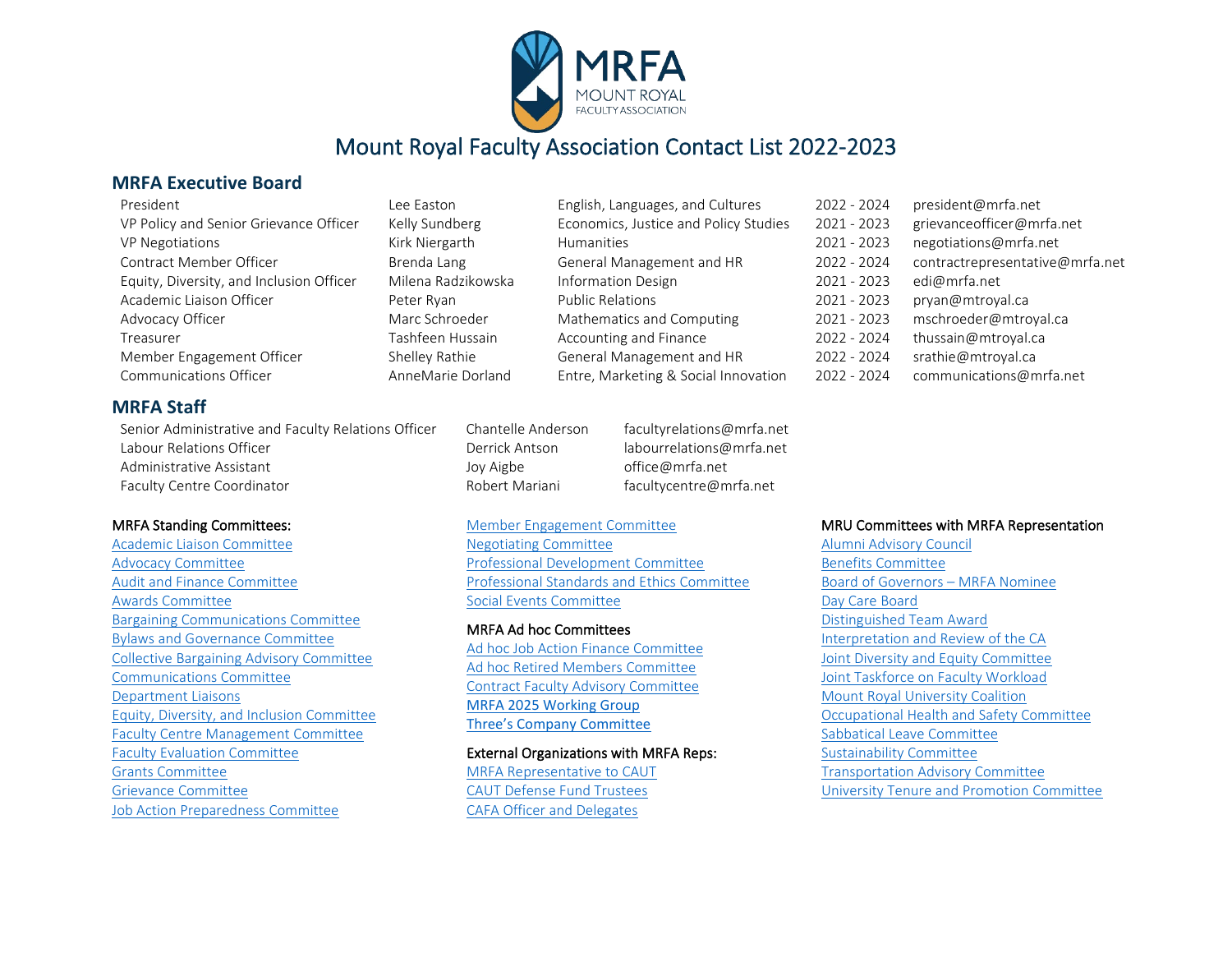# Mount Royal Faculty Association Contact List 2022-2023

## MRFA Executive Board

| Position | Name | Department | Term | Email |
|---|---|---|---|---|
| President | Lee Easton | English, Languages, and Cultures | 2022 - 2024 | president@mrfa.net |
| VP Policy and Senior Grievance Officer | Kelly Sundberg | Economics, Justice and Policy Studies | 2021 - 2023 | grievanceofficer@mrfa.net |
| VP Negotiations | Kirk Niergarth | Humanities | 2021 - 2023 | negotiations@mrfa.net |
| Contract Member Officer | Brenda Lang | General Management and HR | 2022 - 2024 | contractrepresentative@mrfa.net |
| Equity, Diversity, and Inclusion Officer | Milena Radzikowska | Information Design | 2021 - 2023 | edi@mrfa.net |
| Academic Liaison Officer | Peter Ryan | Public Relations | 2021 - 2023 | pryan@mtroyal.ca |
| Advocacy Officer | Marc Schroeder | Mathematics and Computing | 2021 - 2023 | mschroeder@mtroyal.ca |
| Treasurer | Tashfeen Hussain | Accounting and Finance | 2022 - 2024 | thussain@mtroyal.ca |
| Member Engagement Officer | Shelley Rathie | General Management and HR | 2022 - 2024 | srathie@mtroyal.ca |
| Communications Officer | AnneMarie Dorland | Entre, Marketing & Social Innovation | 2022 - 2024 | communications@mrfa.net |

## MRFA Staff

| Position | Name | Email |
|---|---|---|
| Senior Administrative and Faculty Relations Officer | Chantelle Anderson | facultyrelations@mrfa.net |
| Labour Relations Officer | Derrick Antson | labourrelations@mrfa.net |
| Administrative Assistant | Joy Aigbe | office@mrfa.net |
| Faculty Centre Coordinator | Robert Mariani | facultycentre@mrfa.net |

MRFA Standing Committees:

- Academic Liaison Committee
- Advocacy Committee
- Audit and Finance Committee
- Awards Committee
- Bargaining Communications Committee
- Bylaws and Governance Committee
- Collective Bargaining Advisory Committee
- Communications Committee
- Department Liaisons
- Equity, Diversity, and Inclusion Committee
- Faculty Centre Management Committee
- Faculty Evaluation Committee
- Grants Committee
- Grievance Committee
- Job Action Preparedness Committee
- Member Engagement Committee
- Negotiating Committee
- Professional Development Committee
- Professional Standards and Ethics Committee
- Social Events Committee

MRFA Ad hoc Committees

- Ad hoc Job Action Finance Committee
- Ad hoc Retired Members Committee
- Contract Faculty Advisory Committee
- MRFA 2025 Working Group
- Three's Company Committee

External Organizations with MRFA Reps:

- MRFA Representative to CAUT
- CAUT Defense Fund Trustees
- CAFA Officer and Delegates

MRU Committees with MRFA Representation

- Alumni Advisory Council
- Benefits Committee
- Board of Governors – MRFA Nominee
- Day Care Board
- Distinguished Team Award
- Interpretation and Review of the CA
- Joint Diversity and Equity Committee
- Joint Taskforce on Faculty Workload
- Mount Royal University Coalition
- Occupational Health and Safety Committee
- Sabbatical Leave Committee
- Sustainability Committee
- Transportation Advisory Committee
- University Tenure and Promotion Committee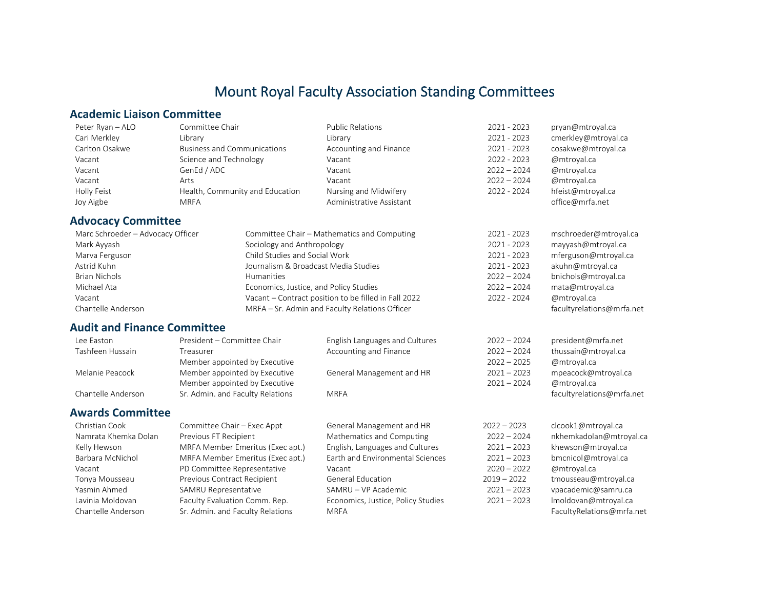# Mount Royal Faculty Association Standing Committees

## Academic Liaison Committee

| | | | | |
|---|---|---|---|---|
| Peter Ryan – ALO | Committee Chair | Public Relations | 2021 - 2023 | pryan@mtroyal.ca |
| Cari Merkley | Library | Library | 2021 - 2023 | cmerkley@mtroyal.ca |
| Carlton Osakwe | Business and Communications | Accounting and Finance | 2021 - 2023 | cosakwe@mtroyal.ca |
| Vacant | Science and Technology | Vacant | 2022 - 2023 | @mtroyal.ca |
| Vacant | GenEd / ADC | Vacant | 2022 – 2024 | @mtroyal.ca |
| Vacant | Arts | Vacant | 2022 – 2024 | @mtroyal.ca |
| Holly Feist | Health, Community and Education | Nursing and Midwifery | 2022 - 2024 | hfeist@mtroyal.ca |
| Joy Aigbe | MRFA | Administrative Assistant | | office@mrfa.net |

## Advocacy Committee

| | | | |
|---|---|---|---|
| Marc Schroeder – Advocacy Officer | Committee Chair – Mathematics and Computing | 2021 - 2023 | mschroeder@mtroyal.ca |
| Mark Ayyash | Sociology and Anthropology | 2021 - 2023 | mayyash@mtroyal.ca |
| Marva Ferguson | Child Studies and Social Work | 2021 - 2023 | mferguson@mtroyal.ca |
| Astrid Kuhn | Journalism & Broadcast Media Studies | 2021 - 2023 | akuhn@mtroyal.ca |
| Brian Nichols | Humanities | 2022 – 2024 | bnichols@mtroyal.ca |
| Michael Ata | Economics, Justice, and Policy Studies | 2022 – 2024 | mata@mtroyal.ca |
| Vacant | Vacant – Contract position to be filled in Fall 2022 | 2022 - 2024 | @mtroyal.ca |
| Chantelle Anderson | MRFA – Sr. Admin and Faculty Relations Officer | | facultyrelations@mrfa.net |

## Audit and Finance Committee

| | | | | |
|---|---|---|---|---|
| Lee Easton | President – Committee Chair | English Languages and Cultures | 2022 – 2024 | president@mrfa.net |
| Tashfeen Hussain | Treasurer | Accounting and Finance | 2022 – 2024 | thussain@mtroyal.ca |
| | Member appointed by Executive | | 2022 – 2025 | @mtroyal.ca |
| Melanie Peacock | Member appointed by Executive | General Management and HR | 2021 – 2023 | mpeacock@mtroyal.ca |
| | Member appointed by Executive | | 2021 – 2024 | @mtroyal.ca |
| Chantelle Anderson | Sr. Admin. and Faculty Relations | MRFA | | facultyrelations@mrfa.net |

## Awards Committee

| | | | | |
|---|---|---|---|---|
| Christian Cook | Committee Chair – Exec Appt | General Management and HR | 2022 – 2023 | clcook1@mtroyal.ca |
| Namrata Khemka Dolan | Previous FT Recipient | Mathematics and Computing | 2022 – 2024 | nkhemkadolan@mtroyal.ca |
| Kelly Hewson | MRFA Member Emeritus (Exec apt.) | English, Languages and Cultures | 2021 – 2023 | khewson@mtroyal.ca |
| Barbara McNichol | MRFA Member Emeritus (Exec apt.) | Earth and Environmental Sciences | 2021 – 2023 | bmcnicol@mtroyal.ca |
| Vacant | PD Committee Representative | Vacant | 2020 – 2022 | @mtroyal.ca |
| Tonya Mousseau | Previous Contract Recipient | General Education | 2019 – 2022 | tmousseau@mtroyal.ca |
| Yasmin Ahmed | SAMRU Representative | SAMRU – VP Academic | 2021 – 2023 | vpacademic@samru.ca |
| Lavinia Moldovan | Faculty Evaluation Comm. Rep. | Economics, Justice, Policy Studies | 2021 – 2023 | lmoldovan@mtroyal.ca |
| Chantelle Anderson | Sr. Admin. and Faculty Relations | MRFA | | FacultyRelations@mrfa.net |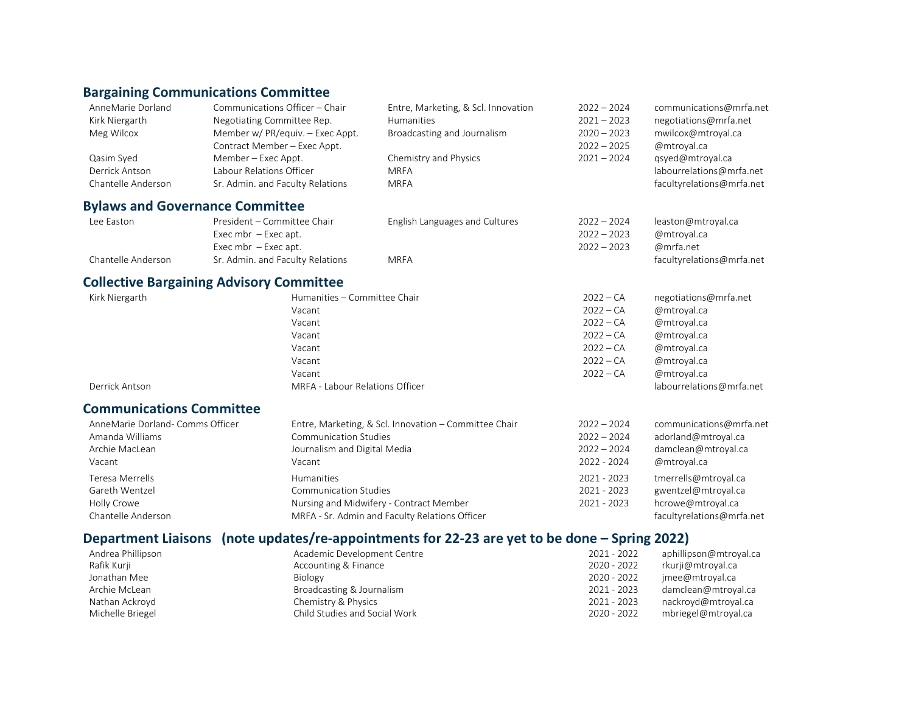## Bargaining Communications Committee

| | | | | |
|---|---|---|---|---|
| AnneMarie Dorland | Communications Officer – Chair | Entre, Marketing, & Scl. Innovation | 2022 – 2024 | communications@mrfa.net |
| Kirk Niergarth | Negotiating Committee Rep. | Humanities | 2021 – 2023 | negotiations@mrfa.net |
| Meg Wilcox | Member w/ PR/equiv. – Exec Appt. | Broadcasting and Journalism | 2020 – 2023 | mwilcox@mtroyal.ca |
| | Contract Member – Exec Appt. | | 2022 – 2025 | @mtroyal.ca |
| Qasim Syed | Member – Exec Appt. | Chemistry and Physics | 2021 – 2024 | qsyed@mtroyal.ca |
| Derrick Antson | Labour Relations Officer | MRFA | | labourrelations@mrfa.net |
| Chantelle Anderson | Sr. Admin. and Faculty Relations | MRFA | | facultyrelations@mrfa.net |

## Bylaws and Governance Committee

| | | | | |
|---|---|---|---|---|
| Lee Easton | President – Committee Chair | English Languages and Cultures | 2022 – 2024 | leaston@mtroyal.ca |
| | Exec mbr – Exec apt. | | 2022 – 2023 | @mtroyal.ca |
| | Exec mbr – Exec apt. | | 2022 – 2023 | @mrfa.net |
| Chantelle Anderson | Sr. Admin. and Faculty Relations | MRFA | | facultyrelations@mrfa.net |

## Collective Bargaining Advisory Committee

| | | | |
|---|---|---|---|
| Kirk Niergarth | Humanities – Committee Chair | 2022 – CA | negotiations@mrfa.net |
| | Vacant | 2022 – CA | @mtroyal.ca |
| | Vacant | 2022 – CA | @mtroyal.ca |
| | Vacant | 2022 – CA | @mtroyal.ca |
| | Vacant | 2022 – CA | @mtroyal.ca |
| | Vacant | 2022 – CA | @mtroyal.ca |
| | Vacant | 2022 – CA | @mtroyal.ca |
| Derrick Antson | MRFA - Labour Relations Officer | | labourrelations@mrfa.net |

## Communications Committee

| | | | |
|---|---|---|---|
| AnneMarie Dorland- Comms Officer | Entre, Marketing, & Scl. Innovation – Committee Chair | 2022 – 2024 | communications@mrfa.net |
| Amanda Williams | Communication Studies | 2022 – 2024 | adorland@mtroyal.ca |
| Archie MacLean | Journalism and Digital Media | 2022 – 2024 | damclean@mtroyal.ca |
| Vacant | Vacant | 2022 - 2024 | @mtroyal.ca |
| Teresa Merrells | Humanities | 2021 - 2023 | tmerrells@mtroyal.ca |
| Gareth Wentzel | Communication Studies | 2021 - 2023 | gwentzel@mtroyal.ca |
| Holly Crowe | Nursing and Midwifery - Contract Member | 2021 - 2023 | hcrowe@mtroyal.ca |
| Chantelle Anderson | MRFA - Sr. Admin and Faculty Relations Officer | | facultyrelations@mrfa.net |

## Department Liaisons (note updates/re-appointments for 22-23 are yet to be done – Spring 2022)

| | | | |
|---|---|---|---|
| Andrea Phillipson | Academic Development Centre | 2021 - 2022 | aphillipson@mtroyal.ca |
| Rafik Kurji | Accounting & Finance | 2020 - 2022 | rkurji@mtroyal.ca |
| Jonathan Mee | Biology | 2020 - 2022 | jmee@mtroyal.ca |
| Archie McLean | Broadcasting & Journalism | 2021 - 2023 | damclean@mtroyal.ca |
| Nathan Ackroyd | Chemistry & Physics | 2021 - 2023 | nackroyd@mtroyal.ca |
| Michelle Briegel | Child Studies and Social Work | 2020 - 2022 | mbriegel@mtroyal.ca |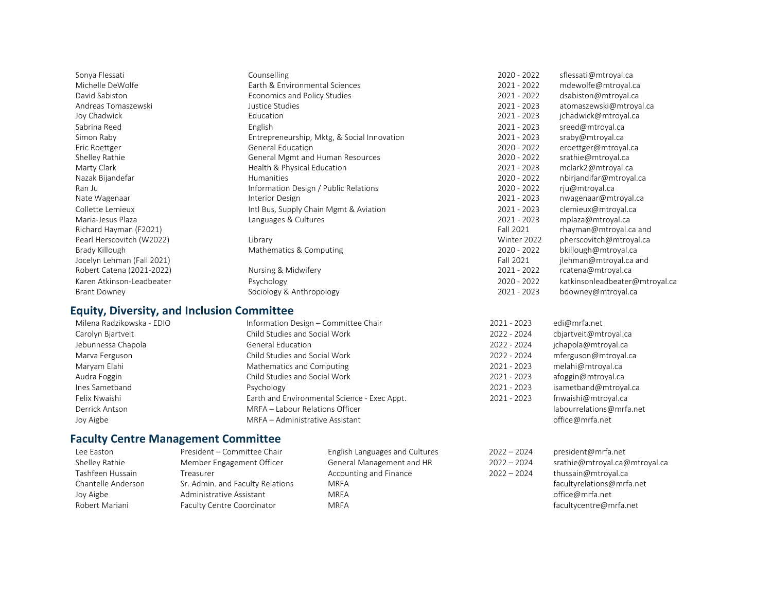| | | | |
|---|---|---|---|
| Sonya Flessati | Counselling | 2020 - 2022 | sflessati@mtroyal.ca |
| Michelle DeWolfe | Earth & Environmental Sciences | 2021 - 2022 | mdewolfe@mtroyal.ca |
| David Sabiston | Economics and Policy Studies | 2021 - 2022 | dsabiston@mtroyal.ca |
| Andreas Tomaszewski | Justice Studies | 2021 - 2023 | atomaszewski@mtroyal.ca |
| Joy Chadwick | Education | 2021 - 2023 | jchadwick@mtroyal.ca |
| Sabrina Reed | English | 2021 - 2023 | sreed@mtroyal.ca |
| Simon Raby | Entrepreneurship, Mktg, & Social Innovation | 2021 - 2023 | sraby@mtroyal.ca |
| Eric Roettger | General Education | 2020 - 2022 | eroettger@mtroyal.ca |
| Shelley Rathie | General Mgmt and Human Resources | 2020 - 2022 | srathie@mtroyal.ca |
| Marty Clark | Health & Physical Education | 2021 - 2023 | mclark2@mtroyal.ca |
| Nazak Bijandefar | Humanities | 2020 - 2022 | nbirjandifar@mtroyal.ca |
| Ran Ju | Information Design / Public Relations | 2020 - 2022 | rju@mtroyal.ca |
| Nate Wagenaar | Interior Design | 2021 - 2023 | nwagenaar@mtroyal.ca |
| Collette Lemieux | Intl Bus, Supply Chain Mgmt & Aviation | 2021 - 2023 | clemieux@mtroyal.ca |
| Maria-Jesus Plaza | Languages & Cultures | 2021 - 2023 | mplaza@mtroyal.ca |
| Richard Hayman (F2021) | | Fall 2021 | rhayman@mtroyal.ca and |
| Pearl Herscovitch (W2022) | Library | Winter 2022 | pherscovitch@mtroyal.ca |
| Brady Killough | Mathematics & Computing | 2020 - 2022 | bkillough@mtroyal.ca |
| Jocelyn Lehman (Fall 2021) | | Fall 2021 | jlehman@mtroyal.ca and |
| Robert Catena (2021-2022) | Nursing & Midwifery | 2021 - 2022 | rcatena@mtroyal.ca |
| Karen Atkinson-Leadbeater | Psychology | 2020 - 2022 | katkinsonleadbeater@mtroyal.ca |
| Brant Downey | Sociology & Anthropology | 2021 - 2023 | bdowney@mtroyal.ca |

## Equity, Diversity, and Inclusion Committee

| | | | |
|---|---|---|---|
| Milena Radzikowska - EDIO | Information Design – Committee Chair | 2021 - 2023 | edi@mrfa.net |
| Carolyn Bjartveit | Child Studies and Social Work | 2022 - 2024 | cbjartveit@mtroyal.ca |
| Jebunnessa Chapola | General Education | 2022 - 2024 | jchapola@mtroyal.ca |
| Marva Ferguson | Child Studies and Social Work | 2022 - 2024 | mferguson@mtroyal.ca |
| Maryam Elahi | Mathematics and Computing | 2021 - 2023 | melahi@mtroyal.ca |
| Audra Foggin | Child Studies and Social Work | 2021 - 2023 | afoggin@mtroyal.ca |
| Ines Sametband | Psychology | 2021 - 2023 | isametband@mtroyal.ca |
| Felix Nwaishi | Earth and Environmental Science - Exec Appt. | 2021 - 2023 | fnwaishi@mtroyal.ca |
| Derrick Antson | MRFA – Labour Relations Officer | | labourrelations@mrfa.net |
| Joy Aigbe | MRFA – Administrative Assistant | | office@mrfa.net |

## Faculty Centre Management Committee

| | | | | |
|---|---|---|---|---|
| Lee Easton | President – Committee Chair | English Languages and Cultures | 2022 – 2024 | president@mrfa.net |
| Shelley Rathie | Member Engagement Officer | General Management and HR | 2022 – 2024 | srathie@mtroyal.ca@mtroyal.ca |
| Tashfeen Hussain | Treasurer | Accounting and Finance | 2022 – 2024 | thussain@mtroyal.ca |
| Chantelle Anderson | Sr. Admin. and Faculty Relations | MRFA | | facultyrelations@mrfa.net |
| Joy Aigbe | Administrative Assistant | MRFA | | office@mrfa.net |
| Robert Mariani | Faculty Centre Coordinator | MRFA | | facultycentre@mrfa.net |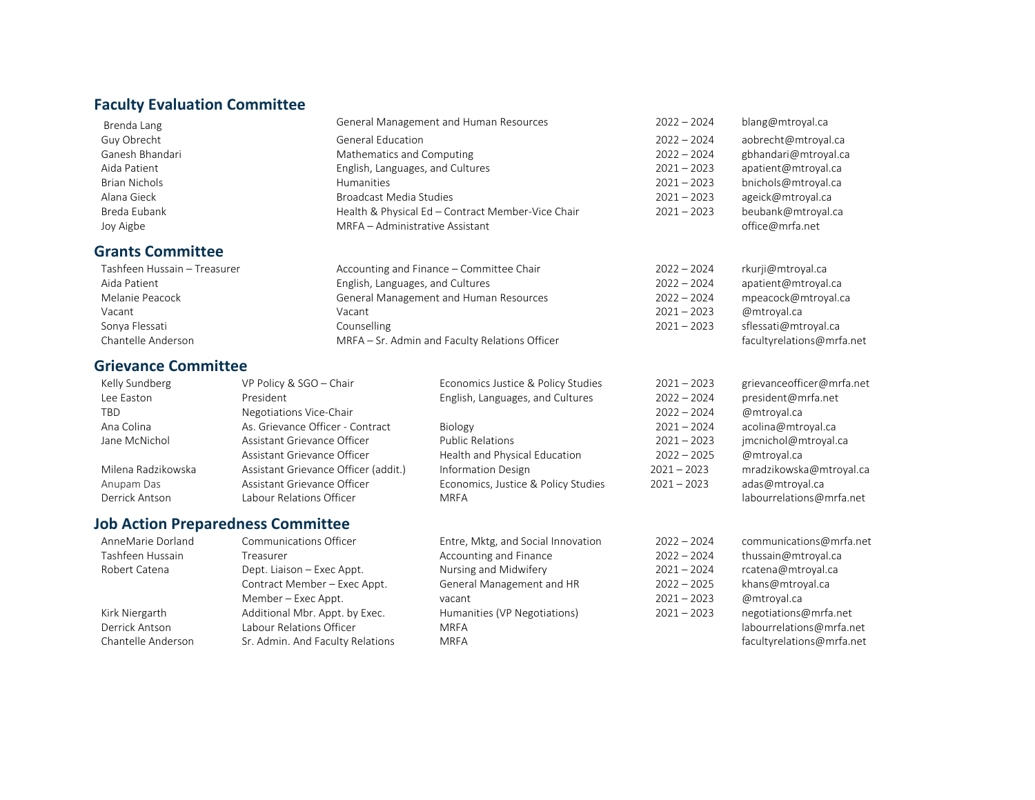## Faculty Evaluation Committee

| | | | |
|---|---|---|---|
| Brenda Lang | General Management and Human Resources | 2022 – 2024 | blang@mtroyal.ca |
| Guy Obrecht | General Education | 2022 – 2024 | aobrecht@mtroyal.ca |
| Ganesh Bhandari | Mathematics and Computing | 2022 – 2024 | gbhandari@mtroyal.ca |
| Aida Patient | English, Languages, and Cultures | 2021 – 2023 | apatient@mtroyal.ca |
| Brian Nichols | Humanities | 2021 – 2023 | bnichols@mtroyal.ca |
| Alana Gieck | Broadcast Media Studies | 2021 – 2023 | ageick@mtroyal.ca |
| Breda Eubank | Health & Physical Ed – Contract Member-Vice Chair | 2021 – 2023 | beubank@mtroyal.ca |
| Joy Aigbe | MRFA – Administrative Assistant | | office@mrfa.net |

## Grants Committee

| | | | |
|---|---|---|---|
| Tashfeen Hussain – Treasurer | Accounting and Finance – Committee Chair | 2022 – 2024 | rkurji@mtroyal.ca |
| Aida Patient | English, Languages, and Cultures | 2022 – 2024 | apatient@mtroyal.ca |
| Melanie Peacock | General Management and Human Resources | 2022 – 2024 | mpeacock@mtroyal.ca |
| Vacant | Vacant | 2021 – 2023 | @mtroyal.ca |
| Sonya Flessati | Counselling | 2021 – 2023 | sflessati@mtroyal.ca |
| Chantelle Anderson | MRFA – Sr. Admin and Faculty Relations Officer | | facultyrelations@mrfa.net |

## Grievance Committee

| | | | | |
|---|---|---|---|---|
| Kelly Sundberg | VP Policy & SGO – Chair | Economics Justice & Policy Studies | 2021 – 2023 | grievanceofficer@mrfa.net |
| Lee Easton | President | English, Languages, and Cultures | 2022 – 2024 | president@mrfa.net |
| TBD | Negotiations Vice-Chair | | 2022 – 2024 | @mtroyal.ca |
| Ana Colina | As. Grievance Officer - Contract | Biology | 2021 – 2024 | acolina@mtroyal.ca |
| Jane McNichol | Assistant Grievance Officer | Public Relations | 2021 – 2023 | jmcnichol@mtroyal.ca |
| | Assistant Grievance Officer | Health and Physical Education | 2022 – 2025 | @mtroyal.ca |
| Milena Radzikowska | Assistant Grievance Officer (addit.) | Information Design | 2021 – 2023 | mradzikowska@mtroyal.ca |
| Anupam Das | Assistant Grievance Officer | Economics, Justice & Policy Studies | 2021 – 2023 | adas@mtroyal.ca |
| Derrick Antson | Labour Relations Officer | MRFA | | labourrelations@mrfa.net |

## Job Action Preparedness Committee

| | | | | |
|---|---|---|---|---|
| AnneMarie Dorland | Communications Officer | Entre, Mktg, and Social Innovation | 2022 – 2024 | communications@mrfa.net |
| Tashfeen Hussain | Treasurer | Accounting and Finance | 2022 – 2024 | thussain@mtroyal.ca |
| Robert Catena | Dept. Liaison – Exec Appt. | Nursing and Midwifery | 2021 – 2024 | rcatena@mtroyal.ca |
| | Contract Member – Exec Appt. | General Management and HR | 2022 – 2025 | khans@mtroyal.ca |
| | Member – Exec Appt. | vacant | 2021 – 2023 | @mtroyal.ca |
| Kirk Niergarth | Additional Mbr. Appt. by Exec. | Humanities (VP Negotiations) | 2021 – 2023 | negotiations@mrfa.net |
| Derrick Antson | Labour Relations Officer | MRFA | | labourrelations@mrfa.net |
| Chantelle Anderson | Sr. Admin. And Faculty Relations | MRFA | | facultyrelations@mrfa.net |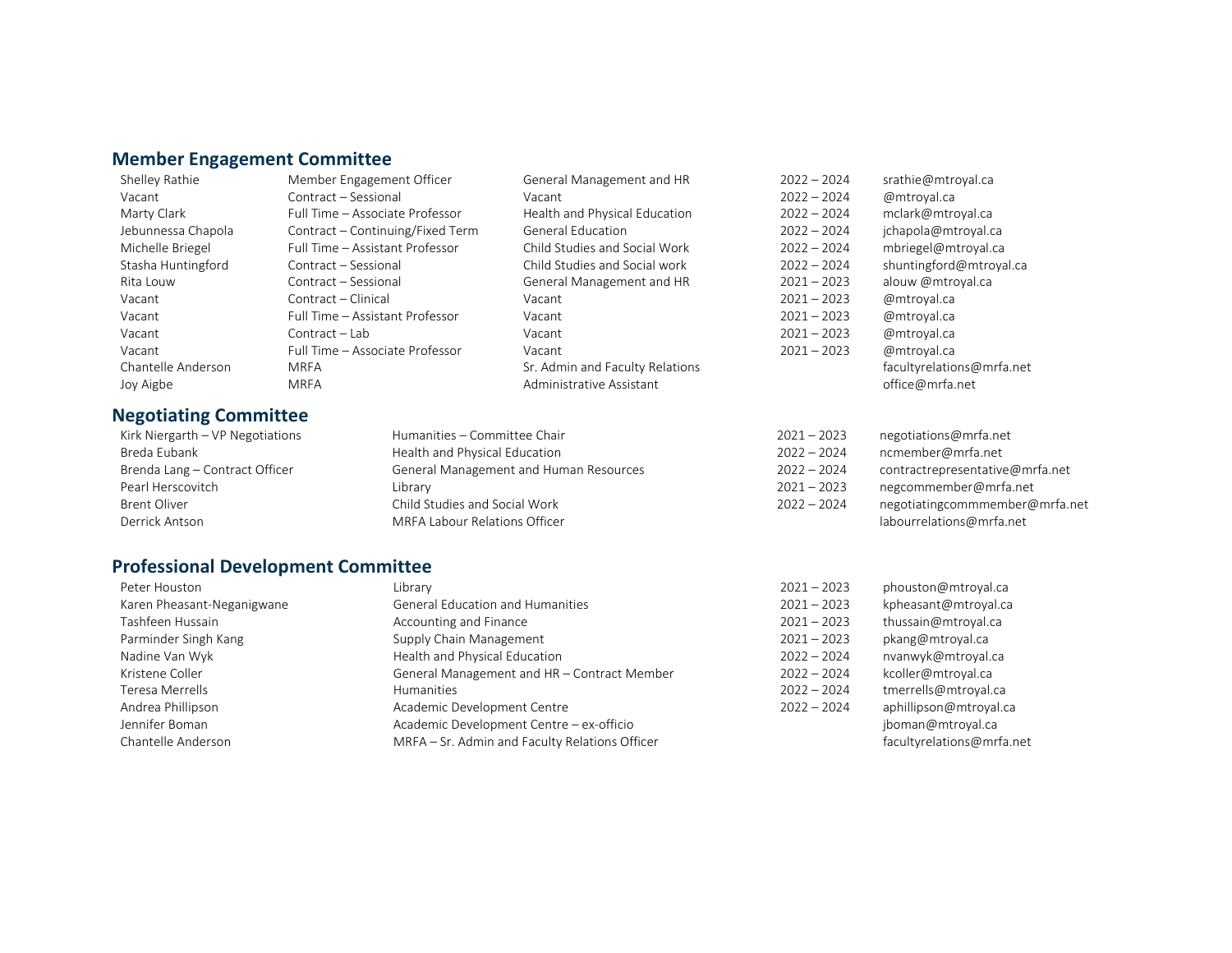## Member Engagement Committee

| | | | | |
|---|---|---|---|---|
| Shelley Rathie | Member Engagement Officer | General Management and HR | 2022 – 2024 | srathie@mtroyal.ca |
| Vacant | Contract – Sessional | Vacant | 2022 – 2024 | @mtroyal.ca |
| Marty Clark | Full Time – Associate Professor | Health and Physical Education | 2022 – 2024 | mclark@mtroyal.ca |
| Jebunnessa Chapola | Contract – Continuing/Fixed Term | General Education | 2022 – 2024 | jchapola@mtroyal.ca |
| Michelle Briegel | Full Time – Assistant Professor | Child Studies and Social Work | 2022 – 2024 | mbriegel@mtroyal.ca |
| Stasha Huntingford | Contract – Sessional | Child Studies and Social work | 2022 – 2024 | shuntingford@mtroyal.ca |
| Rita Louw | Contract – Sessional | General Management and HR | 2021 – 2023 | alouw @mtroyal.ca |
| Vacant | Contract – Clinical | Vacant | 2021 – 2023 | @mtroyal.ca |
| Vacant | Full Time – Assistant Professor | Vacant | 2021 – 2023 | @mtroyal.ca |
| Vacant | Contract – Lab | Vacant | 2021 – 2023 | @mtroyal.ca |
| Vacant | Full Time – Associate Professor | Vacant | 2021 – 2023 | @mtroyal.ca |
| Chantelle Anderson | MRFA | Sr. Admin and Faculty Relations | | facultyrelations@mrfa.net |
| Joy Aigbe | MRFA | Administrative Assistant | | office@mrfa.net |

## Negotiating Committee

| | | | |
|---|---|---|---|
| Kirk Niergarth – VP Negotiations | Humanities – Committee Chair | 2021 – 2023 | negotiations@mrfa.net |
| Breda Eubank | Health and Physical Education | 2022 – 2024 | ncmember@mrfa.net |
| Brenda Lang – Contract Officer | General Management and Human Resources | 2022 – 2024 | contractrepresentative@mrfa.net |
| Pearl Herscovitch | Library | 2021 – 2023 | negcommember@mrfa.net |
| Brent Oliver | Child Studies and Social Work | 2022 – 2024 | negotiatingcommmember@mrfa.net |
| Derrick Antson | MRFA Labour Relations Officer | | labourrelations@mrfa.net |

## Professional Development Committee

| | | | |
|---|---|---|---|
| Peter Houston | Library | 2021 – 2023 | phouston@mtroyal.ca |
| Karen Pheasant-Neganigwane | General Education and Humanities | 2021 – 2023 | kpheasant@mtroyal.ca |
| Tashfeen Hussain | Accounting and Finance | 2021 – 2023 | thussain@mtroyal.ca |
| Parminder Singh Kang | Supply Chain Management | 2021 – 2023 | pkang@mtroyal.ca |
| Nadine Van Wyk | Health and Physical Education | 2022 – 2024 | nvanwyk@mtroyal.ca |
| Kristene Coller | General Management and HR – Contract Member | 2022 – 2024 | kcoller@mtroyal.ca |
| Teresa Merrells | Humanities | 2022 – 2024 | tmerrells@mtroyal.ca |
| Andrea Phillipson | Academic Development Centre | 2022 – 2024 | aphillipson@mtroyal.ca |
| Jennifer Boman | Academic Development Centre – ex-officio | | jboman@mtroyal.ca |
| Chantelle Anderson | MRFA – Sr. Admin and Faculty Relations Officer | | facultyrelations@mrfa.net |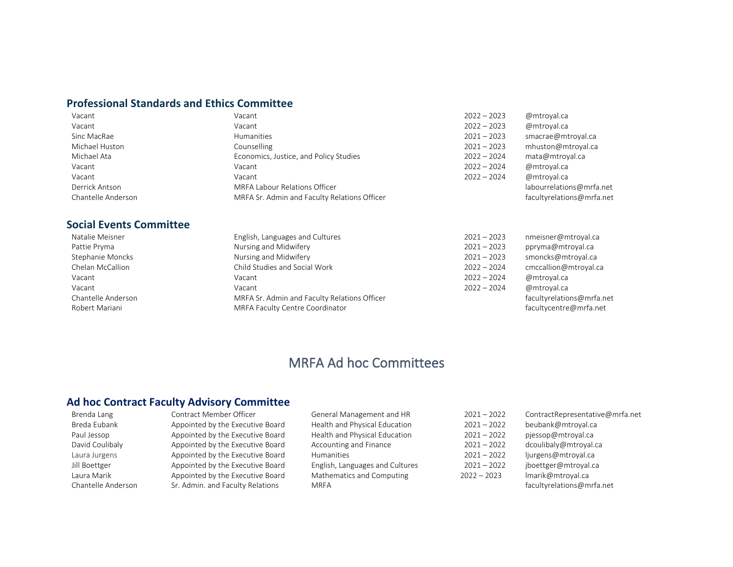## Professional Standards and Ethics Committee

| | | | |
|---|---|---|---|
| Vacant | Vacant | 2022 – 2023 | @mtroyal.ca |
| Vacant | Vacant | 2022 – 2023 | @mtroyal.ca |
| Sinc MacRae | Humanities | 2021 – 2023 | smacrae@mtroyal.ca |
| Michael Huston | Counselling | 2021 – 2023 | mhuston@mtroyal.ca |
| Michael Ata | Economics, Justice, and Policy Studies | 2022 – 2024 | mata@mtroyal.ca |
| Vacant | Vacant | 2022 – 2024 | @mtroyal.ca |
| Vacant | Vacant | 2022 – 2024 | @mtroyal.ca |
| Derrick Antson | MRFA Labour Relations Officer | | labourrelations@mrfa.net |
| Chantelle Anderson | MRFA Sr. Admin and Faculty Relations Officer | | facultyrelations@mrfa.net |

## Social Events Committee

| | | | |
|---|---|---|---|
| Natalie Meisner | English, Languages and Cultures | 2021 – 2023 | nmeisner@mtroyal.ca |
| Pattie Pryma | Nursing and Midwifery | 2021 – 2023 | ppryma@mtroyal.ca |
| Stephanie Moncks | Nursing and Midwifery | 2021 – 2023 | smoncks@mtroyal.ca |
| Chelan McCallion | Child Studies and Social Work | 2022 – 2024 | cmccallion@mtroyal.ca |
| Vacant | Vacant | 2022 – 2024 | @mtroyal.ca |
| Vacant | Vacant | 2022 – 2024 | @mtroyal.ca |
| Chantelle Anderson | MRFA Sr. Admin and Faculty Relations Officer | | facultyrelations@mrfa.net |
| Robert Mariani | MRFA Faculty Centre Coordinator | | facultycentre@mrfa.net |

# MRFA Ad hoc Committees

## Ad hoc Contract Faculty Advisory Committee

| | | | | |
|---|---|---|---|---|
| Brenda Lang | Contract Member Officer | General Management and HR | 2021 – 2022 | ContractRepresentative@mrfa.net |
| Breda Eubank | Appointed by the Executive Board | Health and Physical Education | 2021 – 2022 | beubank@mtroyal.ca |
| Paul Jessop | Appointed by the Executive Board | Health and Physical Education | 2021 – 2022 | pjessop@mtroyal.ca |
| David Coulibaly | Appointed by the Executive Board | Accounting and Finance | 2021 – 2022 | dcoulibaly@mtroyal.ca |
| Laura Jurgens | Appointed by the Executive Board | Humanities | 2021 – 2022 | ljurgens@mtroyal.ca |
| Jill Boettger | Appointed by the Executive Board | English, Languages and Cultures | 2021 – 2022 | jboettger@mtroyal.ca |
| Laura Marik | Appointed by the Executive Board | Mathematics and Computing | 2022 – 2023 | lmarik@mtroyal.ca |
| Chantelle Anderson | Sr. Admin. and Faculty Relations | MRFA | | facultyrelations@mrfa.net |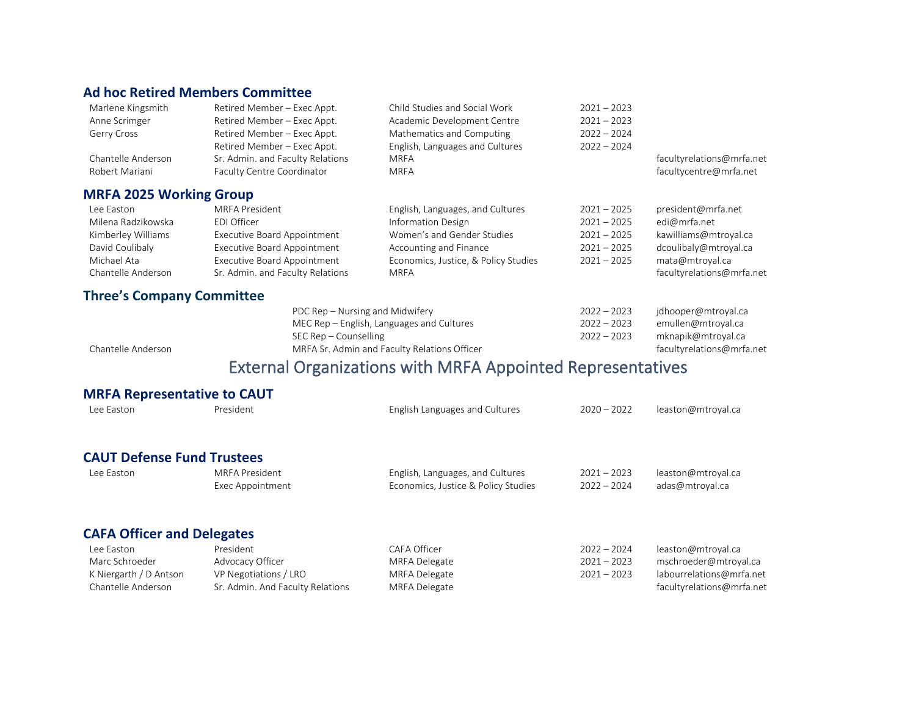## Ad hoc Retired Members Committee

| | | | | |
|---|---|---|---|---|
| Marlene Kingsmith | Retired Member – Exec Appt. | Child Studies and Social Work | 2021 – 2023 | |
| Anne Scrimger | Retired Member – Exec Appt. | Academic Development Centre | 2021 – 2023 | |
| Gerry Cross | Retired Member – Exec Appt. | Mathematics and Computing | 2022 – 2024 | |
| | Retired Member – Exec Appt. | English, Languages and Cultures | 2022 – 2024 | |
| Chantelle Anderson | Sr. Admin. and Faculty Relations | MRFA | | facultyrelations@mrfa.net |
| Robert Mariani | Faculty Centre Coordinator | MRFA | | facultycentre@mrfa.net |

## MRFA 2025 Working Group

| | | | | |
|---|---|---|---|---|
| Lee Easton | MRFA President | English, Languages, and Cultures | 2021 – 2025 | president@mrfa.net |
| Milena Radzikowska | EDI Officer | Information Design | 2021 – 2025 | edi@mrfa.net |
| Kimberley Williams | Executive Board Appointment | Women's and Gender Studies | 2021 – 2025 | kawilliams@mtroyal.ca |
| David Coulibaly | Executive Board Appointment | Accounting and Finance | 2021 – 2025 | dcoulibaly@mtroyal.ca |
| Michael Ata | Executive Board Appointment | Economics, Justice, & Policy Studies | 2021 – 2025 | mata@mtroyal.ca |
| Chantelle Anderson | Sr. Admin. and Faculty Relations | MRFA | | facultyrelations@mrfa.net |

## Three's Company Committee

| | | | |
|---|---|---|---|
| | PDC Rep – Nursing and Midwifery | 2022 – 2023 | jdhooper@mtroyal.ca |
| | MEC Rep – English, Languages and Cultures | 2022 – 2023 | emullen@mtroyal.ca |
| | SEC Rep – Counselling | 2022 – 2023 | mknapik@mtroyal.ca |
| Chantelle Anderson | MRFA Sr. Admin and Faculty Relations Officer | | facultyrelations@mrfa.net |

# External Organizations with MRFA Appointed Representatives

## MRFA Representative to CAUT

| | | | | |
|---|---|---|---|---|
| Lee Easton | President | English Languages and Cultures | 2020 – 2022 | leaston@mtroyal.ca |

## CAUT Defense Fund Trustees

| | | | | |
|---|---|---|---|---|
| Lee Easton | MRFA President | English, Languages, and Cultures | 2021 – 2023 | leaston@mtroyal.ca |
| | Exec Appointment | Economics, Justice & Policy Studies | 2022 – 2024 | adas@mtroyal.ca |

## CAFA Officer and Delegates

| | | | | |
|---|---|---|---|---|
| Lee Easton | President | CAFA Officer | 2022 – 2024 | leaston@mtroyal.ca |
| Marc Schroeder | Advocacy Officer | MRFA Delegate | 2021 – 2023 | mschroeder@mtroyal.ca |
| K Niergarth / D Antson | VP Negotiations / LRO | MRFA Delegate | 2021 – 2023 | labourrelations@mrfa.net |
| Chantelle Anderson | Sr. Admin. And Faculty Relations | MRFA Delegate | | facultyrelations@mrfa.net |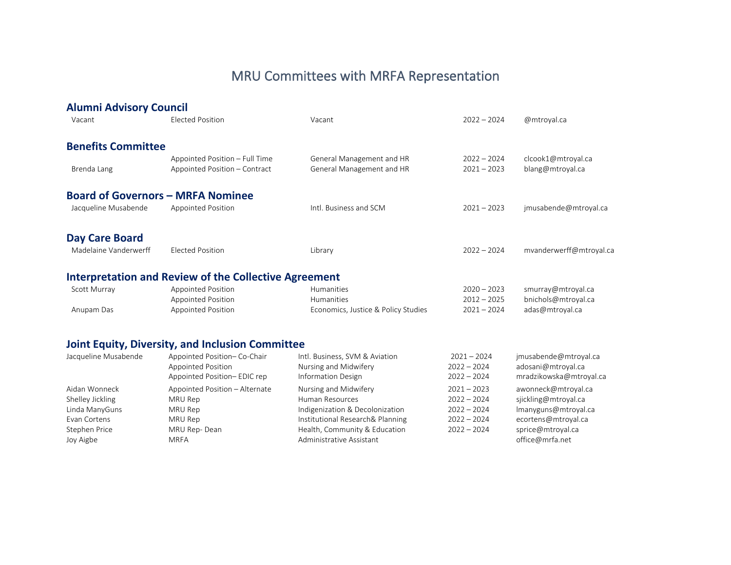# MRU Committees with MRFA Representation

## Alumni Advisory Council

| | | | | |
|---|---|---|---|---|
| Vacant | Elected Position | Vacant | 2022 – 2024 | @mtroyal.ca |

## Benefits Committee

| | | | | |
|---|---|---|---|---|
| | Appointed Position – Full Time | General Management and HR | 2022 – 2024 | clcook1@mtroyal.ca |
| Brenda Lang | Appointed Position – Contract | General Management and HR | 2021 – 2023 | blang@mtroyal.ca |

## Board of Governors – MRFA Nominee

| | | | | |
|---|---|---|---|---|
| Jacqueline Musabende | Appointed Position | Intl. Business and SCM | 2021 – 2023 | jmusabende@mtroyal.ca |

## Day Care Board

| | | | | |
|---|---|---|---|---|
| Madelaine Vanderwerff | Elected Position | Library | 2022 – 2024 | mvanderwerff@mtroyal.ca |

## Interpretation and Review of the Collective Agreement

| | | | | |
|---|---|---|---|---|
| Scott Murray | Appointed Position | Humanities | 2020 – 2023 | smurray@mtroyal.ca |
| | Appointed Position | Humanities | 2012 – 2025 | bnichols@mtroyal.ca |
| Anupam Das | Appointed Position | Economics, Justice & Policy Studies | 2021 – 2024 | adas@mtroyal.ca |

## Joint Equity, Diversity, and Inclusion Committee

| | | | | |
|---|---|---|---|---|
| Jacqueline Musabende | Appointed Position– Co-Chair | Intl. Business, SVM & Aviation | 2021 – 2024 | jmusabende@mtroyal.ca |
| | Appointed Position | Nursing and Midwifery | 2022 – 2024 | adosani@mtroyal.ca |
| | Appointed Position– EDIC rep | Information Design | 2022 – 2024 | mradzikowska@mtroyal.ca |
| Aidan Wonneck | Appointed Position – Alternate | Nursing and Midwifery | 2021 – 2023 | awonneck@mtroyal.ca |
| Shelley Jickling | MRU Rep | Human Resources | 2022 – 2024 | sjickling@mtroyal.ca |
| Linda ManyGuns | MRU Rep | Indigenization & Decolonization | 2022 – 2024 | lmanyguns@mtroyal.ca |
| Evan Cortens | MRU Rep | Institutional Research& Planning | 2022 – 2024 | ecortens@mtroyal.ca |
| Stephen Price | MRU Rep- Dean | Health, Community & Education | 2022 – 2024 | sprice@mtroyal.ca |
| Joy Aigbe | MRFA | Administrative Assistant | | office@mrfa.net |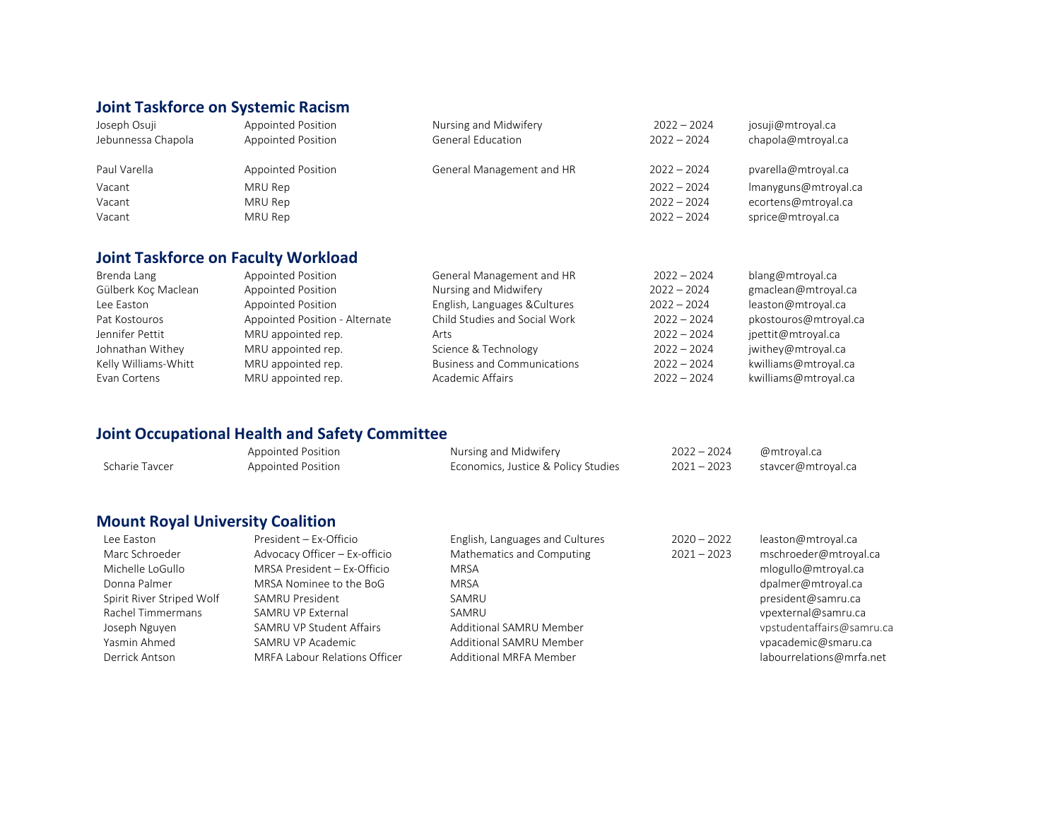## Joint Taskforce on Systemic Racism

| | | | | |
|---|---|---|---|---|
| Joseph Osuji | Appointed Position | Nursing and Midwifery | 2022 – 2024 | josuji@mtroyal.ca |
| Jebunnessa Chapola | Appointed Position | General Education | 2022 – 2024 | chapola@mtroyal.ca |
| Paul Varella | Appointed Position | General Management and HR | 2022 – 2024 | pvarella@mtroyal.ca |
| Vacant | MRU Rep | | 2022 – 2024 | lmanyguns@mtroyal.ca |
| Vacant | MRU Rep | | 2022 – 2024 | ecortens@mtroyal.ca |
| Vacant | MRU Rep | | 2022 – 2024 | sprice@mtroyal.ca |

## Joint Taskforce on Faculty Workload

| | | | | |
|---|---|---|---|---|
| Brenda Lang | Appointed Position | General Management and HR | 2022 – 2024 | blang@mtroyal.ca |
| Gülberk Koç Maclean | Appointed Position | Nursing and Midwifery | 2022 – 2024 | gmaclean@mtroyal.ca |
| Lee Easton | Appointed Position | English, Languages &Cultures | 2022 – 2024 | leaston@mtroyal.ca |
| Pat Kostouros | Appointed Position - Alternate | Child Studies and Social Work | 2022 – 2024 | pkostouros@mtroyal.ca |
| Jennifer Pettit | MRU appointed rep. | Arts | 2022 – 2024 | jpettit@mtroyal.ca |
| Johnathan Withey | MRU appointed rep. | Science & Technology | 2022 – 2024 | jwithey@mtroyal.ca |
| Kelly Williams-Whitt | MRU appointed rep. | Business and Communications | 2022 – 2024 | kwilliams@mtroyal.ca |
| Evan Cortens | MRU appointed rep. | Academic Affairs | 2022 – 2024 | kwilliams@mtroyal.ca |

## Joint Occupational Health and Safety Committee

| | | | | |
|---|---|---|---|---|
| | Appointed Position | Nursing and Midwifery | 2022 – 2024 | @mtroyal.ca |
| Scharie Tavcer | Appointed Position | Economics, Justice & Policy Studies | 2021 – 2023 | stavcer@mtroyal.ca |

## Mount Royal University Coalition

| | | | | |
|---|---|---|---|---|
| Lee Easton | President – Ex-Officio | English, Languages and Cultures | 2020 – 2022 | leaston@mtroyal.ca |
| Marc Schroeder | Advocacy Officer – Ex-officio | Mathematics and Computing | 2021 – 2023 | mschroeder@mtroyal.ca |
| Michelle LoGullo | MRSA President – Ex-Officio | MRSA | | mlogullo@mtroyal.ca |
| Donna Palmer | MRSA Nominee to the BoG | MRSA | | dpalmer@mtroyal.ca |
| Spirit River Striped Wolf | SAMRU President | SAMRU | | president@samru.ca |
| Rachel Timmermans | SAMRU VP External | SAMRU | | vpexternal@samru.ca |
| Joseph Nguyen | SAMRU VP Student Affairs | Additional SAMRU Member | | vpstudentaffairs@samru.ca |
| Yasmin Ahmed | SAMRU VP Academic | Additional SAMRU Member | | vpacademic@smaru.ca |
| Derrick Antson | MRFA Labour Relations Officer | Additional MRFA Member | | labourrelations@mrfa.net |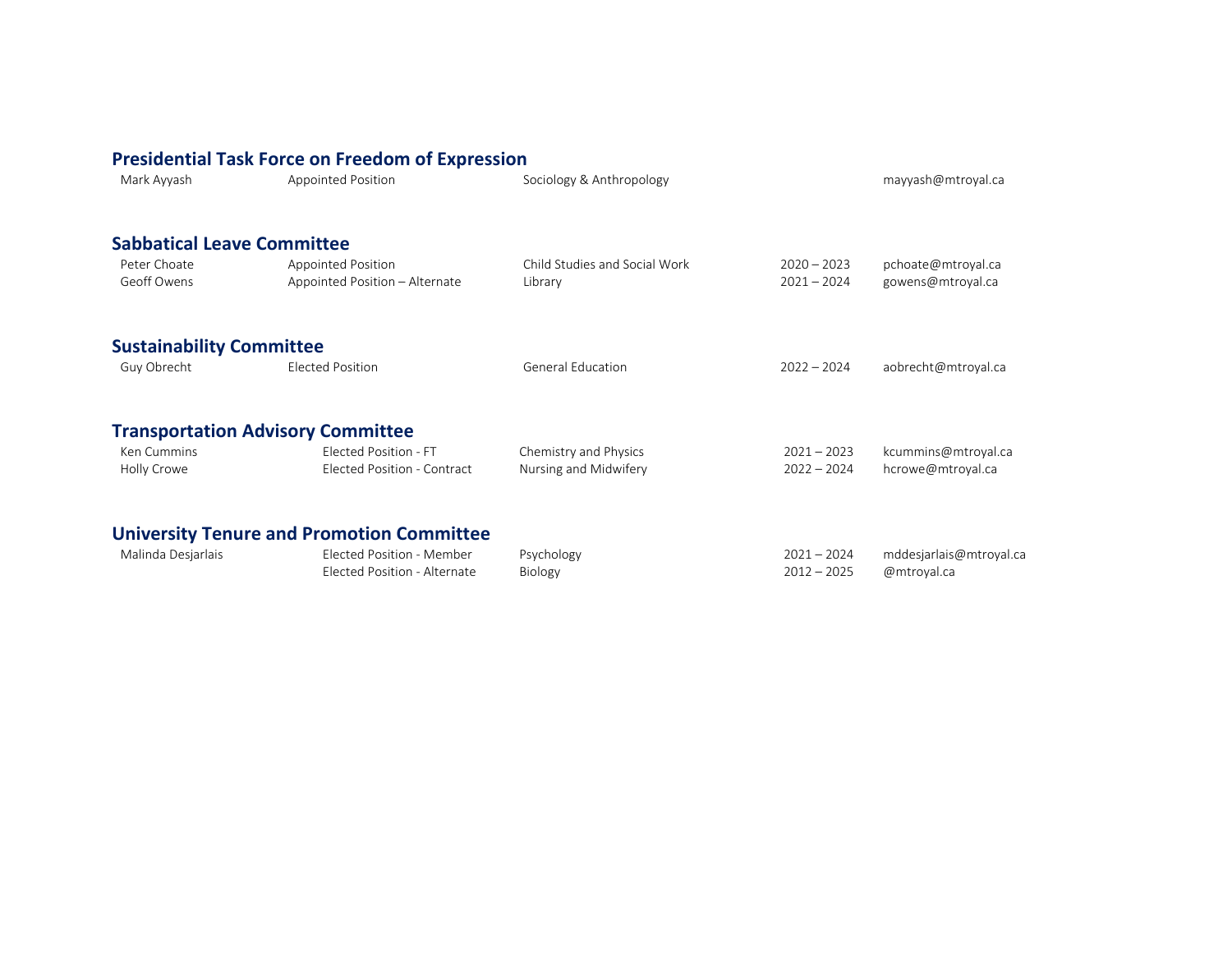## Presidential Task Force on Freedom of Expression

| | | | | |
|---|---|---|---|---|
| Mark Ayyash | Appointed Position | Sociology & Anthropology | | mayyash@mtroyal.ca |

## Sabbatical Leave Committee

| | | | | |
|---|---|---|---|---|
| Peter Choate | Appointed Position | Child Studies and Social Work | 2020 – 2023 | pchoate@mtroyal.ca |
| Geoff Owens | Appointed Position – Alternate | Library | 2021 – 2024 | gowens@mtroyal.ca |

## Sustainability Committee

| | | | | |
|---|---|---|---|---|
| Guy Obrecht | Elected Position | General Education | 2022 – 2024 | aobrecht@mtroyal.ca |

## Transportation Advisory Committee

| | | | | |
|---|---|---|---|---|
| Ken Cummins | Elected Position - FT | Chemistry and Physics | 2021 – 2023 | kcummins@mtroyal.ca |
| Holly Crowe | Elected Position - Contract | Nursing and Midwifery | 2022 – 2024 | hcrowe@mtroyal.ca |

## University Tenure and Promotion Committee

| | | | | |
|---|---|---|---|---|
| Malinda Desjarlais | Elected Position - Member | Psychology | 2021 – 2024 | mddesjarlais@mtroyal.ca |
| | Elected Position - Alternate | Biology | 2012 – 2025 | @mtroyal.ca |